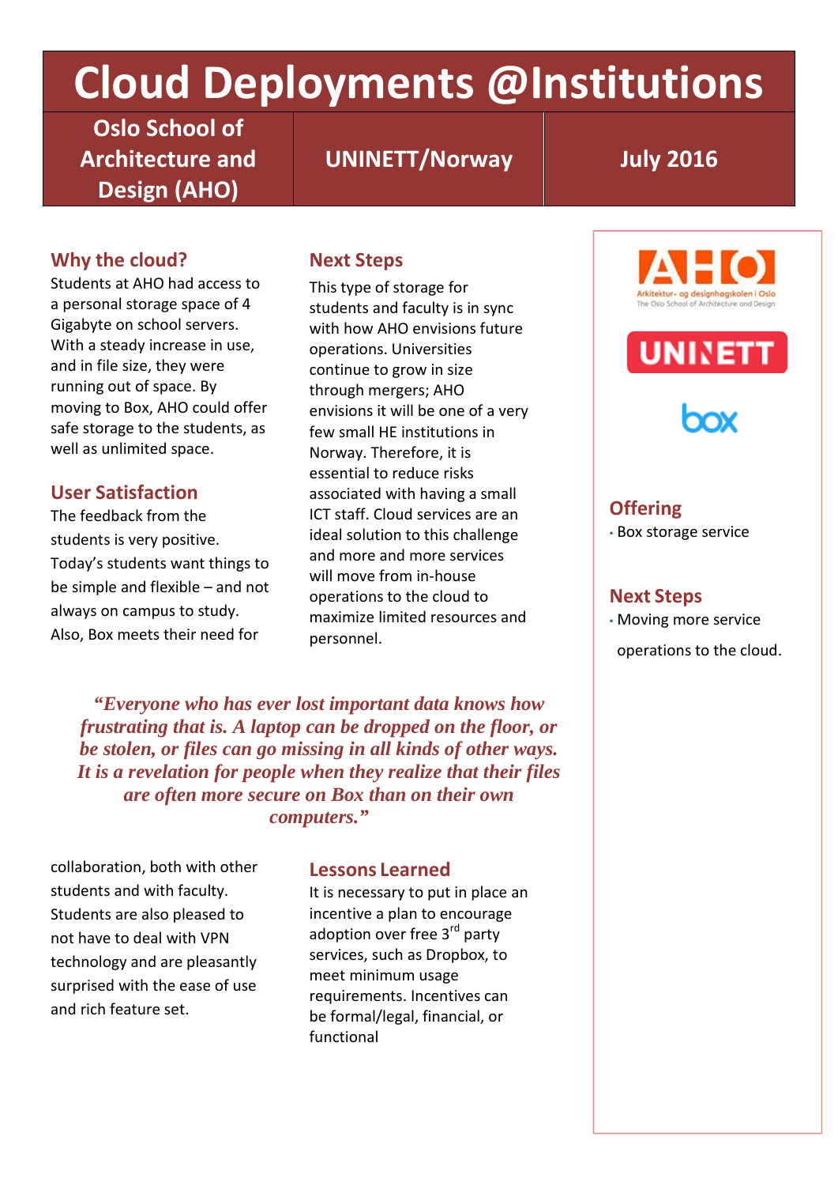# Cloud Deployments @Institutions

| Oslo School of Architecture and Design (AHO) | UNINETT/Norway | July 2016 |
|---|---|---|

## Why the cloud?

Students at AHO had access to a personal storage space of 4 Gigabyte on school servers. With a steady increase in use, and in file size, they were running out of space. By moving to Box, AHO could offer safe storage to the students, as well as unlimited space.

## User Satisfaction

The feedback from the students is very positive. Today's students want things to be simple and flexible – and not always on campus to study. Also, Box meets their need for collaboration, both with other students and with faculty. Students are also pleased to not have to deal with VPN technology and are pleasantly surprised with the ease of use and rich feature set.

## Next Steps

This type of storage for students and faculty is in sync with how AHO envisions future operations. Universities continue to grow in size through mergers; AHO envisions it will be one of a very few small HE institutions in Norway. Therefore, it is essential to reduce risks associated with having a small ICT staff. Cloud services are an ideal solution to this challenge and more and more services will move from in-house operations to the cloud to maximize limited resources and personnel.

> ***"Everyone who has ever lost important data knows how frustrating that is. A laptop can be dropped on the floor, or be stolen, or files can go missing in all kinds of other ways. It is a revelation for people when they realize that their files are often more secure on Box than on their own computers."***

## Lessons Learned

It is necessary to put in place an incentive a plan to encourage adoption over free 3rd party services, such as Dropbox, to meet minimum usage requirements. Incentives can be formal/legal, financial, or functional

## Offering

- Box storage service

## Next Steps

- Moving more service operations to the cloud.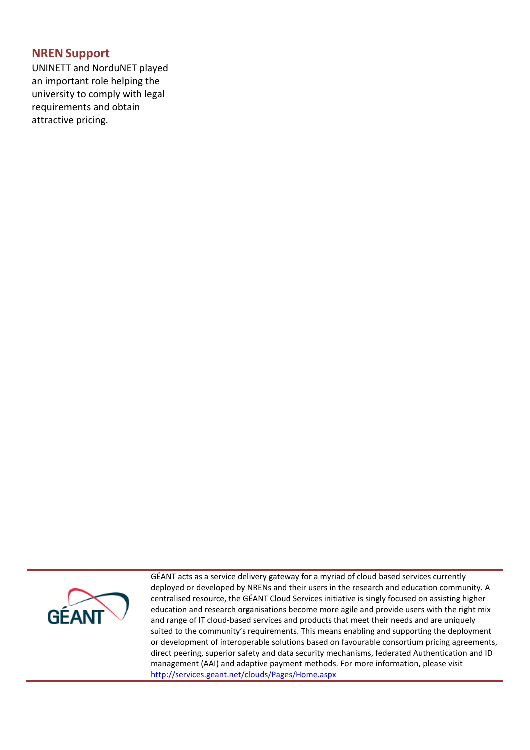## NREN Support

UNINETT and NorduNET played an important role helping the university to comply with legal requirements and obtain attractive pricing.

GÉANT acts as a service delivery gateway for a myriad of cloud based services currently deployed or developed by NRENs and their users in the research and education community. A centralised resource, the GÉANT Cloud Services initiative is singly focused on assisting higher education and research organisations become more agile and provide users with the right mix and range of IT cloud-based services and products that meet their needs and are uniquely suited to the community's requirements. This means enabling and supporting the deployment or development of interoperable solutions based on favourable consortium pricing agreements, direct peering, superior safety and data security mechanisms, federated Authentication and ID management (AAI) and adaptive payment methods. For more information, please visit http://services.geant.net/clouds/Pages/Home.aspx